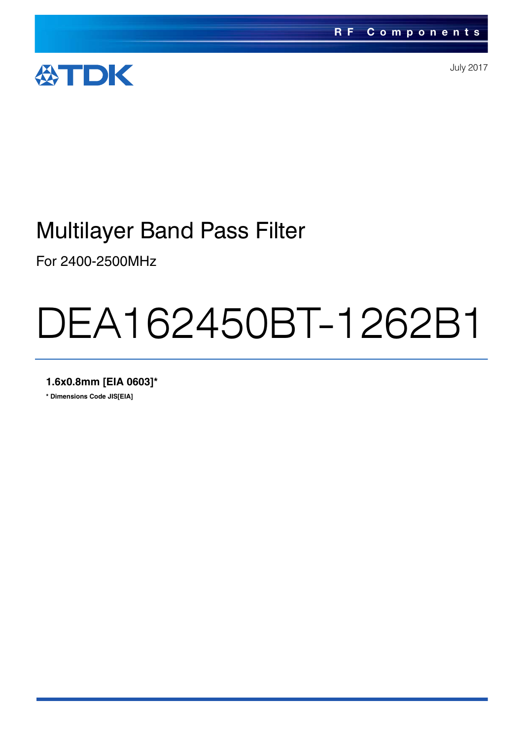RF Components

TDK

July 2017

# Multilayer Band Pass Filter

For 2400-2500MHz

# DEA162450BT-1262B1

**1.6x0.8mm [EIA 0603]***

*** Dimensions Code JIS[EIA]**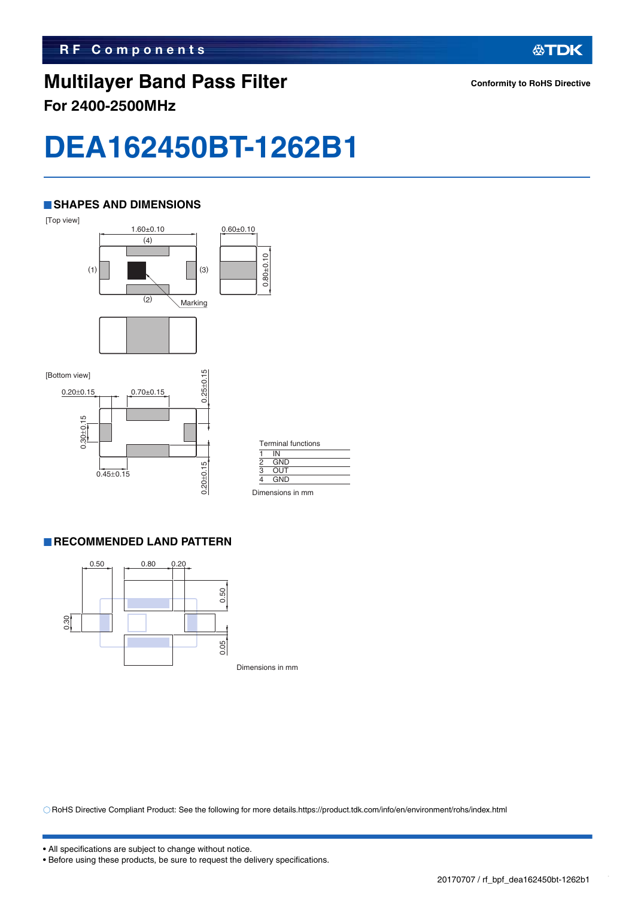# Multilayer Band Pass Filter

## For 2400-2500MHz

Conformity to RoHS Directive

# DEA162450BT-1262B1

## SHAPES AND DIMENSIONS

[Top view]

1.60±0.10

0.60±0.10

0.80±0.10

(1) (2) (3) (4)

Marking

[Bottom view]

0.20±0.15

0.70±0.15

0.25±0.15

0.30±0.15

0.45±0.15

0.20±0.15

| Terminal functions | |
|---|---|
| 1 | IN |
| 2 | GND |
| 3 | OUT |
| 4 | GND |

Dimensions in mm

## RECOMMENDED LAND PATTERN

0.50

0.80

0.20

0.50

0.30

0.05

Dimensions in mm

○ RoHS Directive Compliant Product: See the following for more details.https://product.tdk.com/info/en/environment/rohs/index.html

- All specifications are subject to change without notice.
- Before using these products, be sure to request the delivery specifications.

20170707 / rf_bpf_dea162450bt-1262b1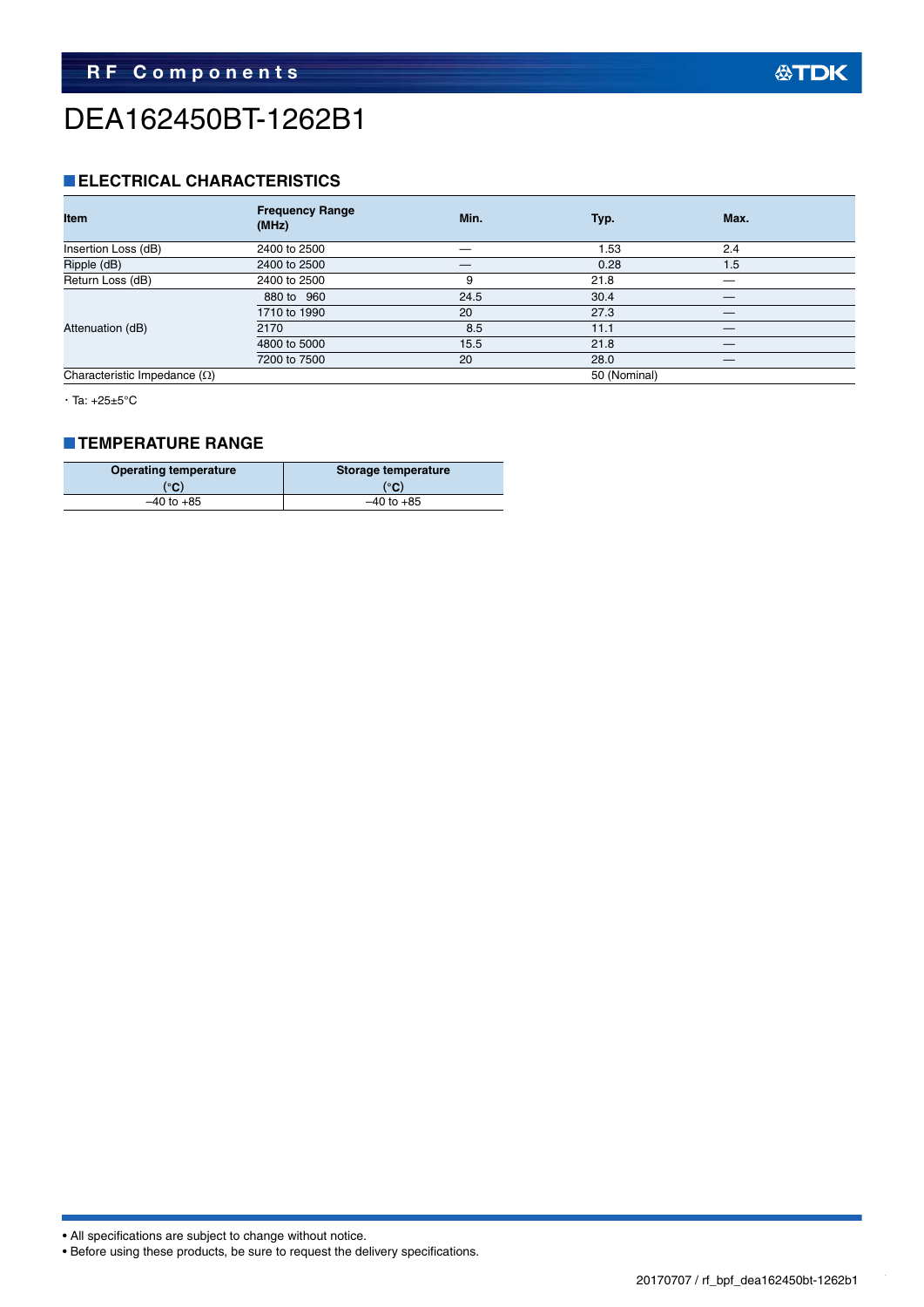# DEA162450BT-1262B1

## ELECTRICAL CHARACTERISTICS

| Item | Frequency Range (MHz) | Min. | Typ. | Max. |
|---|---|---|---|---|
| Insertion Loss (dB) | 2400 to 2500 | — | 1.53 | 2.4 |
| Ripple (dB) | 2400 to 2500 | — | 0.28 | 1.5 |
| Return Loss (dB) | 2400 to 2500 | 9 | 21.8 | — |
| Attenuation (dB) | 880 to 960 | 24.5 | 30.4 | — |
| | 1710 to 1990 | 20 | 27.3 | — |
| | 2170 | 8.5 | 11.1 | — |
| | 4800 to 5000 | 15.5 | 21.8 | — |
| | 7200 to 7500 | 20 | 28.0 | — |
| Characteristic Impedance (Ω) | | | 50 (Nominal) | |

・Ta: +25±5°C

## TEMPERATURE RANGE

| Operating temperature (°C) | Storage temperature (°C) |
|---|---|
| –40 to +85 | –40 to +85 |

• All specifications are subject to change without notice.
• Before using these products, be sure to request the delivery specifications.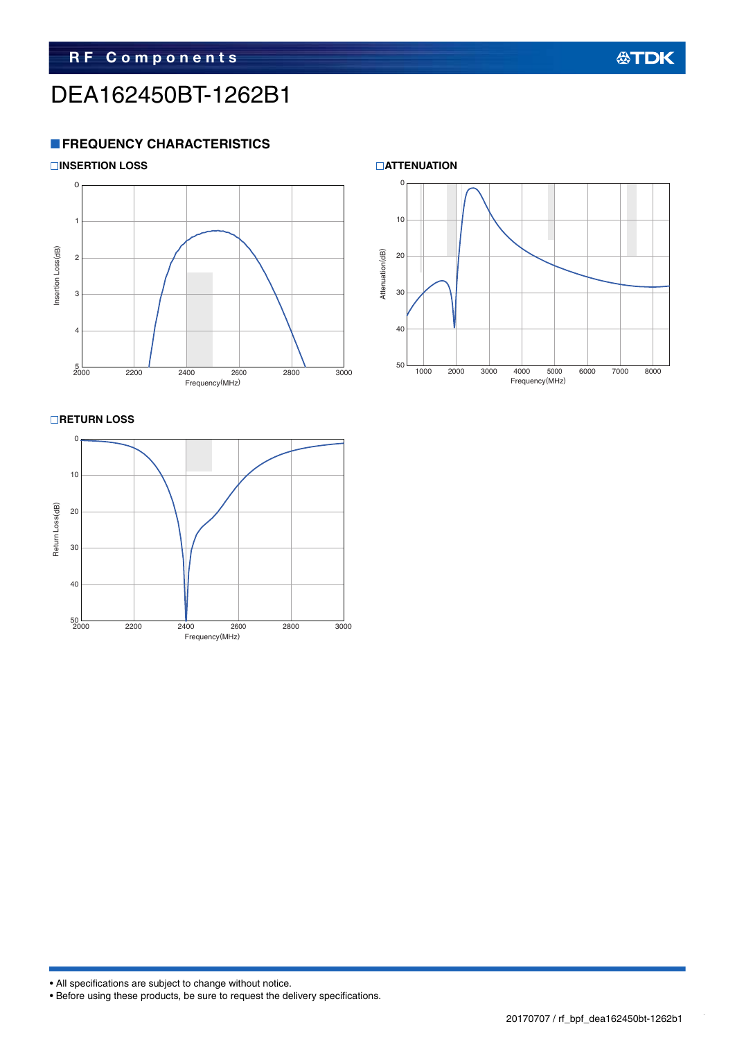# DEA162450BT-1262B1

## FREQUENCY CHARACTERISTICS

### INSERTION LOSS

Insertion Loss(dB)

0, 1, 2, 3, 4, 5

2000, 2200, 2400, 2600, 2800, 3000

Frequency(MHz)

### ATTENUATION

Attenuation(dB)

0, 10, 20, 30, 40, 50

1000, 2000, 3000, 4000, 5000, 6000, 7000, 8000

Frequency(MHz)

### RETURN LOSS

Return Loss(dB)

0, 10, 20, 30, 40, 50

2000, 2200, 2400, 2600, 2800, 3000

Frequency(MHz)

• All specifications are subject to change without notice.
• Before using these products, be sure to request the delivery specifications.

20170707 / rf_bpf_dea162450bt-1262b1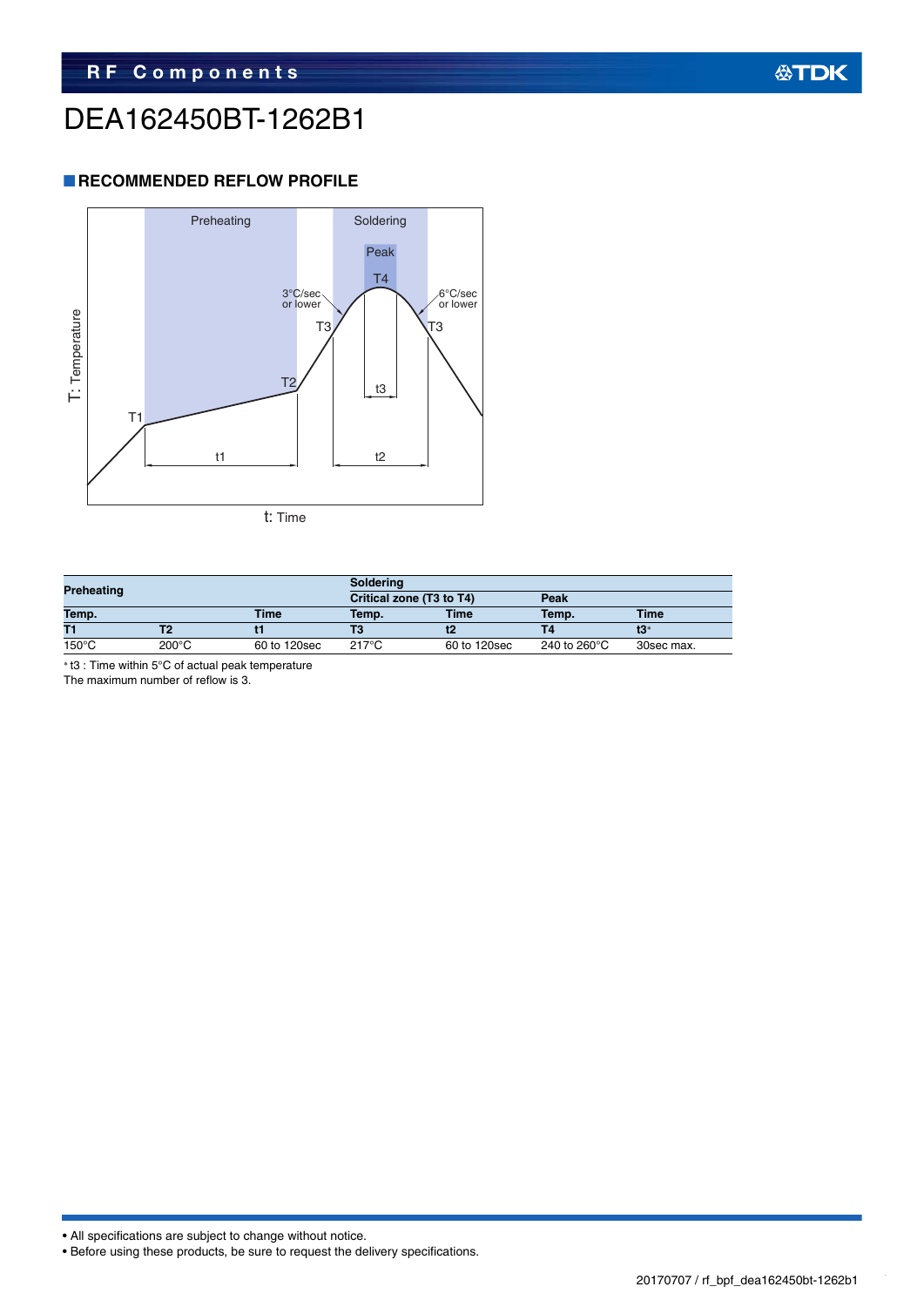# DEA162450BT-1262B1

## RECOMMENDED REFLOW PROFILE

| Preheating | | | Soldering | | | |
|---|---|---|---|---|---|---|
| | | | Critical zone (T3 to T4) | | Peak | |
| Temp. | | Time | Temp. | Time | Temp. | Time |
| T1 | T2 | t1 | T3 | t2 | T4 | t3* |
| 150°C | 200°C | 60 to 120sec | 217°C | 60 to 120sec | 240 to 260°C | 30sec max. |

* t3 : Time within 5°C of actual peak temperature

The maximum number of reflow is 3.

- All specifications are subject to change without notice.
- Before using these products, be sure to request the delivery specifications.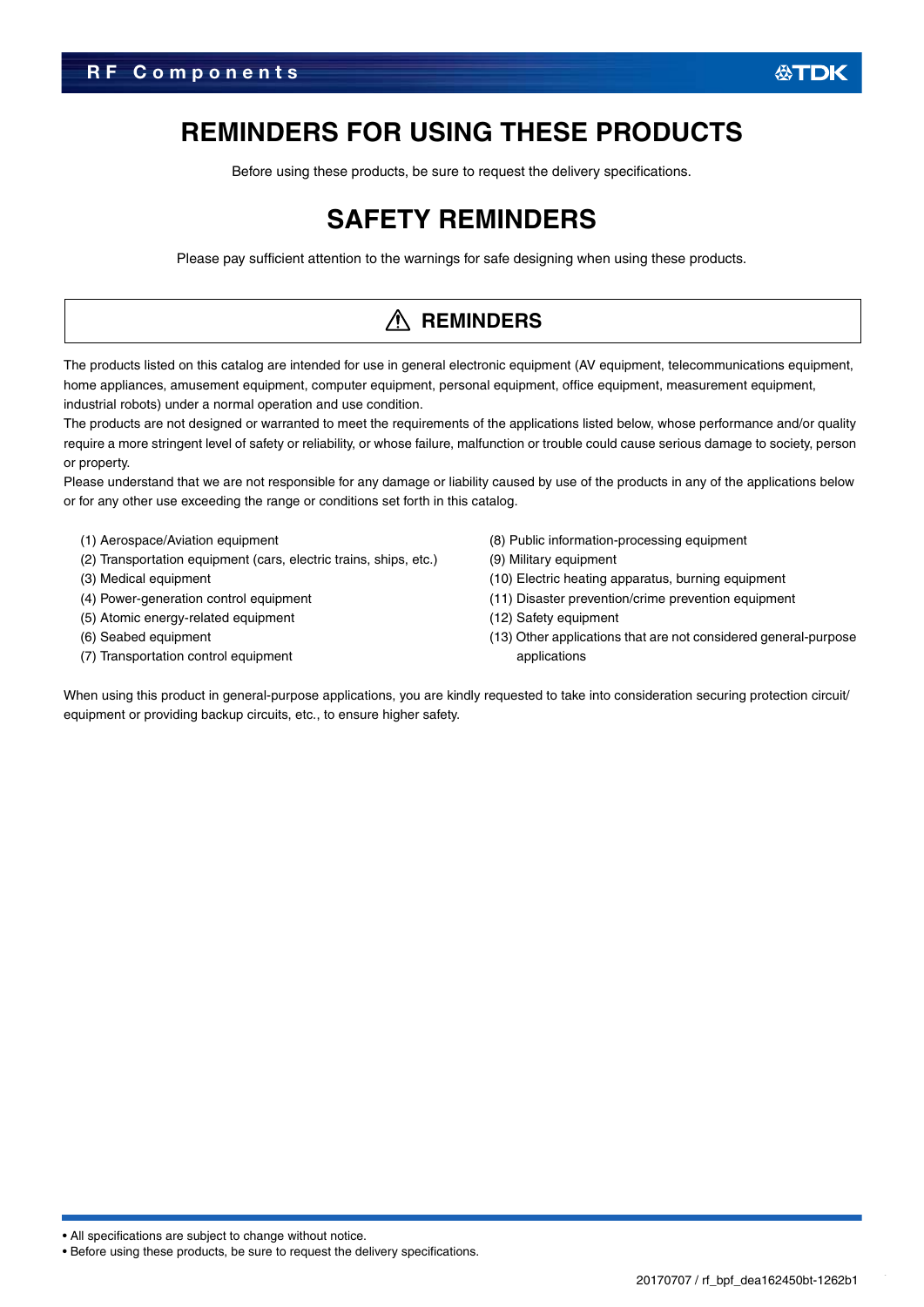# REMINDERS FOR USING THESE PRODUCTS

Before using these products, be sure to request the delivery specifications.

# SAFETY REMINDERS

Please pay sufficient attention to the warnings for safe designing when using these products.

## ⚠ REMINDERS

The products listed on this catalog are intended for use in general electronic equipment (AV equipment, telecommunications equipment, home appliances, amusement equipment, computer equipment, personal equipment, office equipment, measurement equipment, industrial robots) under a normal operation and use condition.

The products are not designed or warranted to meet the requirements of the applications listed below, whose performance and/or quality require a more stringent level of safety or reliability, or whose failure, malfunction or trouble could cause serious damage to society, person or property.

Please understand that we are not responsible for any damage or liability caused by use of the products in any of the applications below or for any other use exceeding the range or conditions set forth in this catalog.

(1) Aerospace/Aviation equipment
(2) Transportation equipment (cars, electric trains, ships, etc.)
(3) Medical equipment
(4) Power-generation control equipment
(5) Atomic energy-related equipment
(6) Seabed equipment
(7) Transportation control equipment
(8) Public information-processing equipment
(9) Military equipment
(10) Electric heating apparatus, burning equipment
(11) Disaster prevention/crime prevention equipment
(12) Safety equipment
(13) Other applications that are not considered general-purpose applications

When using this product in general-purpose applications, you are kindly requested to take into consideration securing protection circuit/equipment or providing backup circuits, etc., to ensure higher safety.

- All specifications are subject to change without notice.
- Before using these products, be sure to request the delivery specifications.

20170707 / rf_bpf_dea162450bt-1262b1